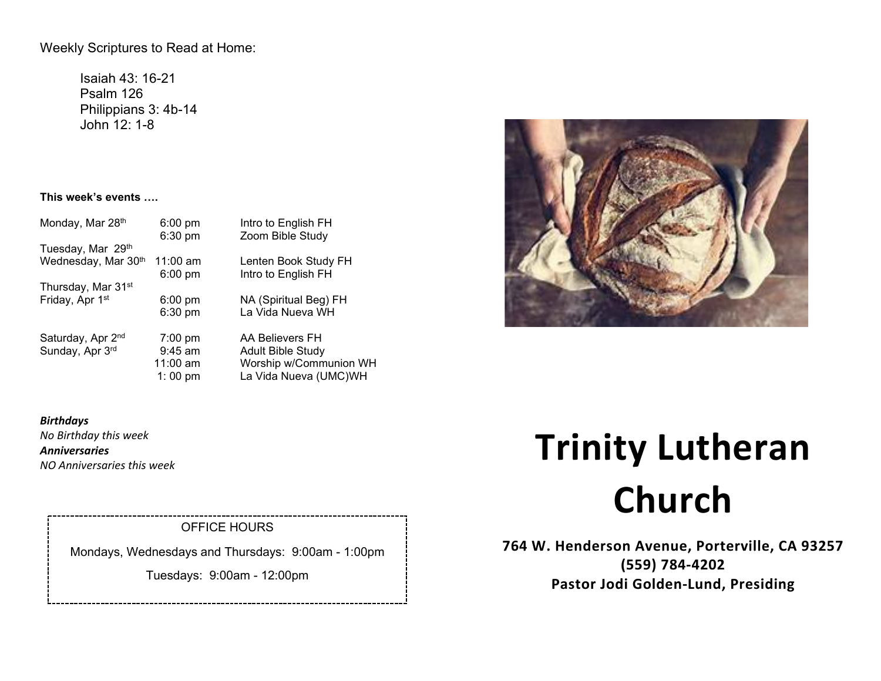Weekly Scriptures to Read at Home:

Isaiah 43: 16-21
Psalm 126
Philippians 3: 4b-14
John 12: 1-8

**This week's events ….**

| | | |
|---|---|---|
| Monday, Mar 28th | 6:00 pm | Intro to English FH |
| | 6:30 pm | Zoom Bible Study |
| Tuesday, Mar 29th | | |
| Wednesday, Mar 30th | 11:00 am | Lenten Book Study FH |
| | 6:00 pm | Intro to English FH |
| Thursday, Mar 31st | | |
| Friday, Apr 1st | 6:00 pm | NA (Spiritual Beg) FH |
| | 6:30 pm | La Vida Nueva WH |
| Saturday, Apr 2nd | 7:00 pm | AA Believers FH |
| Sunday, Apr 3rd | 9:45 am | Adult Bible Study |
| | 11:00 am | Worship w/Communion WH |
| | 1: 00 pm | La Vida Nueva (UMC)WH |

***Birthdays***
*No Birthday this week*
***Anniversaries***
*NO Anniversaries this week*

OFFICE HOURS

Mondays, Wednesdays and Thursdays: 9:00am - 1:00pm

Tuesdays: 9:00am - 12:00pm

# Trinity Lutheran Church

**764 W. Henderson Avenue, Porterville, CA 93257**
**(559) 784-4202**
**Pastor Jodi Golden-Lund, Presiding**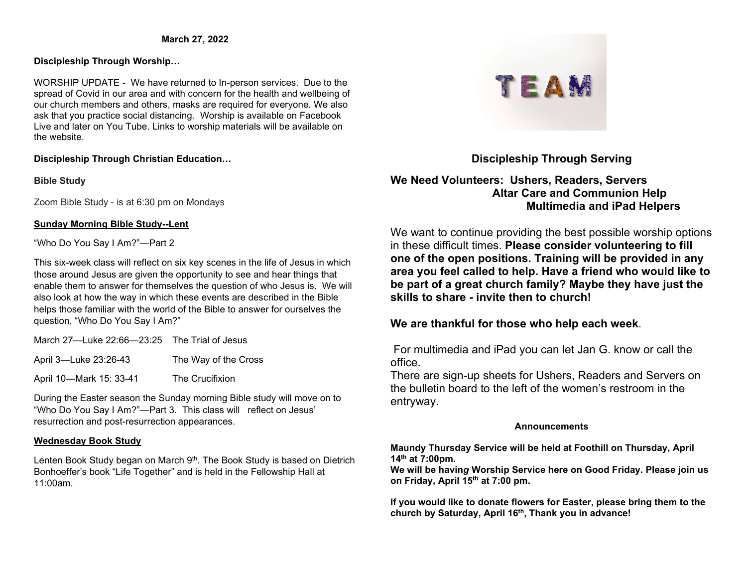**March 27, 2022**

### Discipleship Through Worship…

WORSHIP UPDATE - We have returned to In-person services. Due to the spread of Covid in our area and with concern for the health and wellbeing of our church members and others, masks are required for everyone. We also ask that you practice social distancing. Worship is available on Facebook Live and later on You Tube. Links to worship materials will be available on the website.

### Discipleship Through Christian Education…

**Bible Study**

Zoom Bible Study - is at 6:30 pm on Mondays

**Sunday Morning Bible Study--Lent**

"Who Do You Say I Am?"—Part 2

This six-week class will reflect on six key scenes in the life of Jesus in which those around Jesus are given the opportunity to see and hear things that enable them to answer for themselves the question of who Jesus is. We will also look at how the way in which these events are described in the Bible helps those familiar with the world of the Bible to answer for ourselves the question, "Who Do You Say I Am?"

| | |
|---|---|
| March 27—Luke 22:66—23:25 | The Trial of Jesus |
| April 3—Luke 23:26-43 | The Way of the Cross |
| April 10—Mark 15: 33-41 | The Crucifixion |

During the Easter season the Sunday morning Bible study will move on to "Who Do You Say I Am?"—Part 3. This class will reflect on Jesus' resurrection and post-resurrection appearances.

**Wednesday Book Study**

Lenten Book Study began on March 9th. The Book Study is based on Dietrich Bonhoeffer's book "Life Together" and is held in the Fellowship Hall at 11:00am.

TEAM

## Discipleship Through Serving

### We Need Volunteers: Ushers, Readers, Servers
### Altar Care and Communion Help
### Multimedia and iPad Helpers

We want to continue providing the best possible worship options in these difficult times. **Please consider volunteering to fill one of the open positions. Training will be provided in any area you feel called to help. Have a friend who would like to be part of a great church family? Maybe they have just the skills to share - invite then to church!**

**We are thankful for those who help each week**.

For multimedia and iPad you can let Jan G. know or call the office.
There are sign-up sheets for Ushers, Readers and Servers on the bulletin board to the left of the women's restroom in the entryway.

### Announcements

**Maundy Thursday Service will be held at Foothill on Thursday, April 14th at 7:00pm.**
**We will be having Worship Service here on Good Friday. Please join us on Friday, April 15th at 7:00 pm.**

**If you would like to donate flowers for Easter, please bring them to the church by Saturday, April 16th, Thank you in advance!**